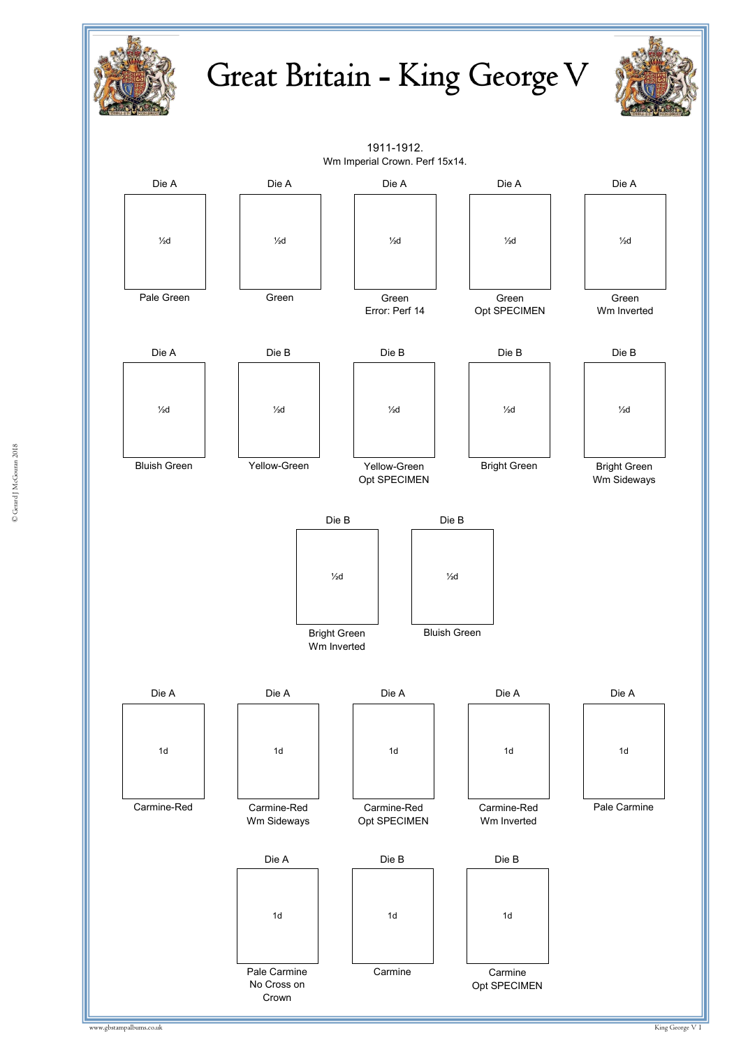# Great Britain - King George V

1911-1912.
Wm Imperial Crown. Perf 15x14.

| Die A | Die A | Die A | Die A | Die A |
|---|---|---|---|---|
| ½d | ½d | ½d | ½d | ½d |
| Pale Green | Green | Green Error: Perf 14 | Green Opt SPECIMEN | Green Wm Inverted |

| Die A | Die B | Die B | Die B | Die B |
|---|---|---|---|---|
| ½d | ½d | ½d | ½d | ½d |
| Bluish Green | Yellow-Green | Yellow-Green Opt SPECIMEN | Bright Green | Bright Green Wm Sideways |

| Die B | Die B |
|---|---|
| ½d | ½d |
| Bright Green Wm Inverted | Bluish Green |

| Die A | Die A | Die A | Die A | Die A |
|---|---|---|---|---|
| 1d | 1d | 1d | 1d | 1d |
| Carmine-Red | Carmine-Red Wm Sideways | Carmine-Red Opt SPECIMEN | Carmine-Red Wm Inverted | Pale Carmine |

| Die A | Die B | Die B |
|---|---|---|
| 1d | 1d | 1d |
| Pale Carmine No Cross on Crown | Carmine | Carmine Opt SPECIMEN |

© Gerard J McGouran 2018

www.gbstampalbums.co.uk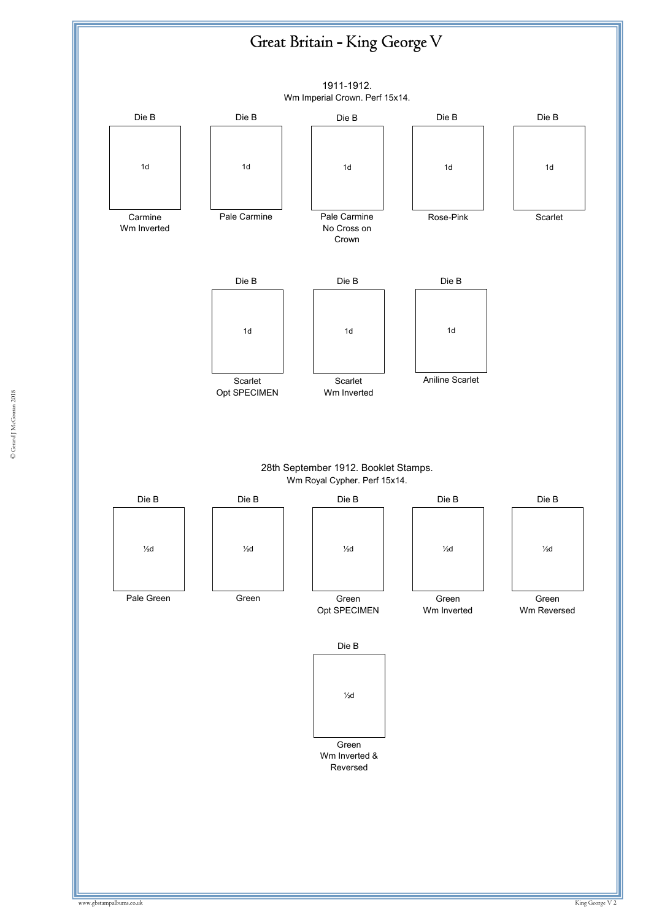# Great Britain - King George V

## 1911-1912.

Wm Imperial Crown. Perf 15x14.

| Die B | Die B | Die B | Die B | Die B |
|---|---|---|---|---|
| 1d | 1d | 1d | 1d | 1d |
| Carmine Wm Inverted | Pale Carmine | Pale Carmine No Cross on Crown | Rose-Pink | Scarlet |

| Die B | Die B | Die B |
|---|---|---|
| 1d | 1d | 1d |
| Scarlet Opt SPECIMEN | Scarlet Wm Inverted | Aniline Scarlet |

## 28th September 1912. Booklet Stamps.

Wm Royal Cypher. Perf 15x14.

| Die B | Die B | Die B | Die B | Die B |
|---|---|---|---|---|
| ½d | ½d | ½d | ½d | ½d |
| Pale Green | Green | Green Opt SPECIMEN | Green Wm Inverted | Green Wm Reversed |

| Die B |
|---|
| ½d |
| Green Wm Inverted & Reversed |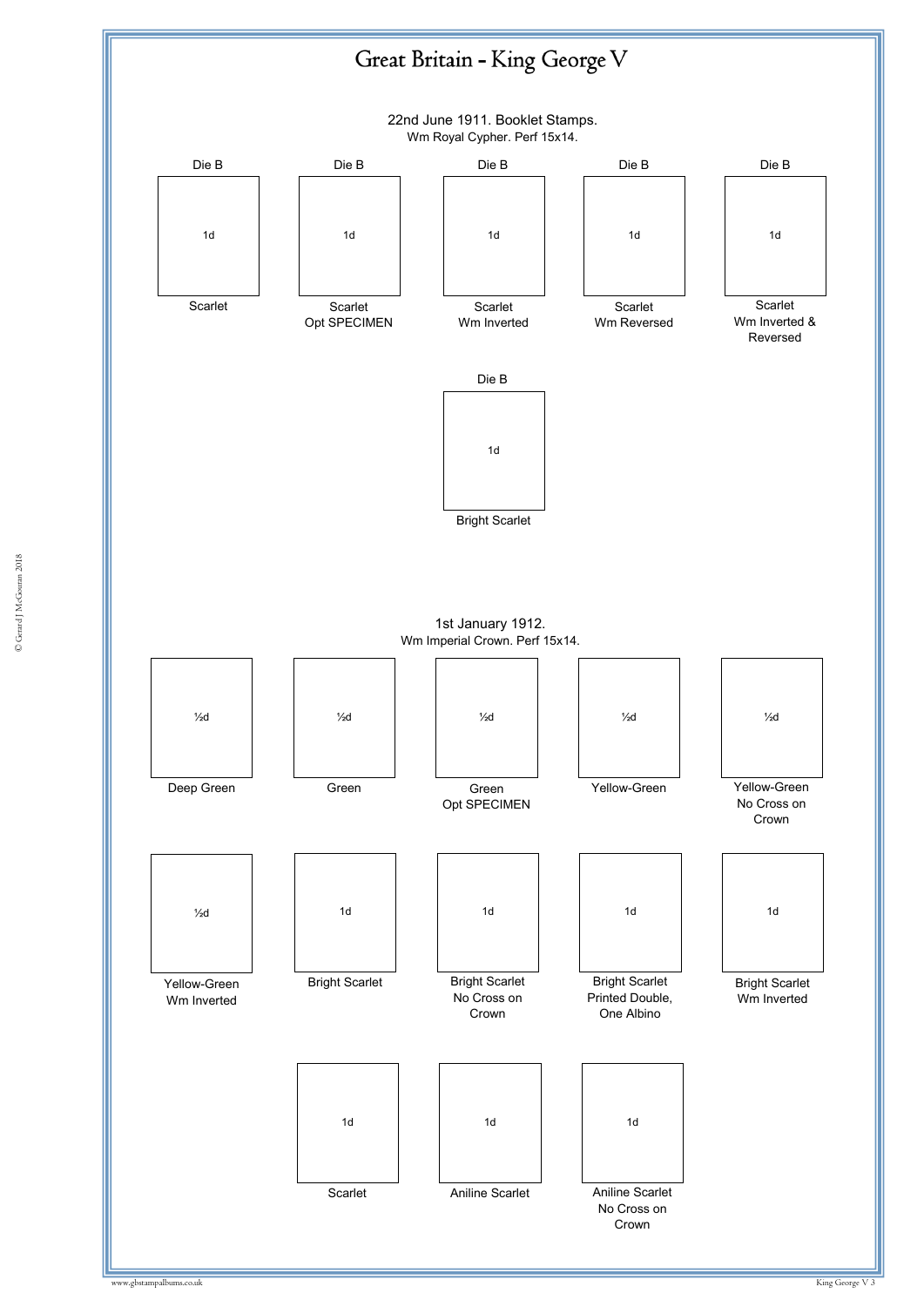# Great Britain - King George V

## 22nd June 1911. Booklet Stamps.

Wm Royal Cypher. Perf 15x14.

| Die B | Die B | Die B | Die B | Die B |
|---|---|---|---|---|
| 1d | 1d | 1d | 1d | 1d |
| Scarlet | Scarlet Opt SPECIMEN | Scarlet Wm Inverted | Scarlet Wm Reversed | Scarlet Wm Inverted & Reversed |

Die B

1d

Bright Scarlet

## 1st January 1912.

Wm Imperial Crown. Perf 15x14.

| ½d | ½d | ½d | ½d | ½d |
|---|---|---|---|---|
| Deep Green | Green | Green Opt SPECIMEN | Yellow-Green | Yellow-Green No Cross on Crown |

| ½d | 1d | 1d | 1d | 1d |
|---|---|---|---|---|
| Yellow-Green Wm Inverted | Bright Scarlet | Bright Scarlet No Cross on Crown | Bright Scarlet Printed Double, One Albino | Bright Scarlet Wm Inverted |

| 1d | 1d | 1d |
|---|---|---|
| Scarlet | Aniline Scarlet | Aniline Scarlet No Cross on Crown |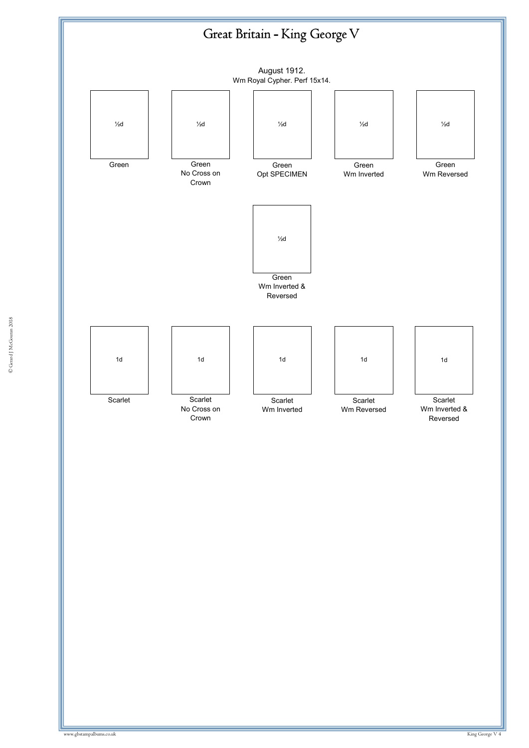# Great Britain - King George V

August 1912.
Wm Royal Cypher. Perf 15x14.

| ½d | ½d | ½d | ½d | ½d |
| --- | --- | --- | --- | --- |
| Green | Green No Cross on Crown | Green Opt SPECIMEN | Green Wm Inverted | Green Wm Reversed |

| ½d |
| --- |
| Green Wm Inverted & Reversed |

| 1d | 1d | 1d | 1d | 1d |
| --- | --- | --- | --- | --- |
| Scarlet | Scarlet No Cross on Crown | Scarlet Wm Inverted | Scarlet Wm Reversed | Scarlet Wm Inverted & Reversed |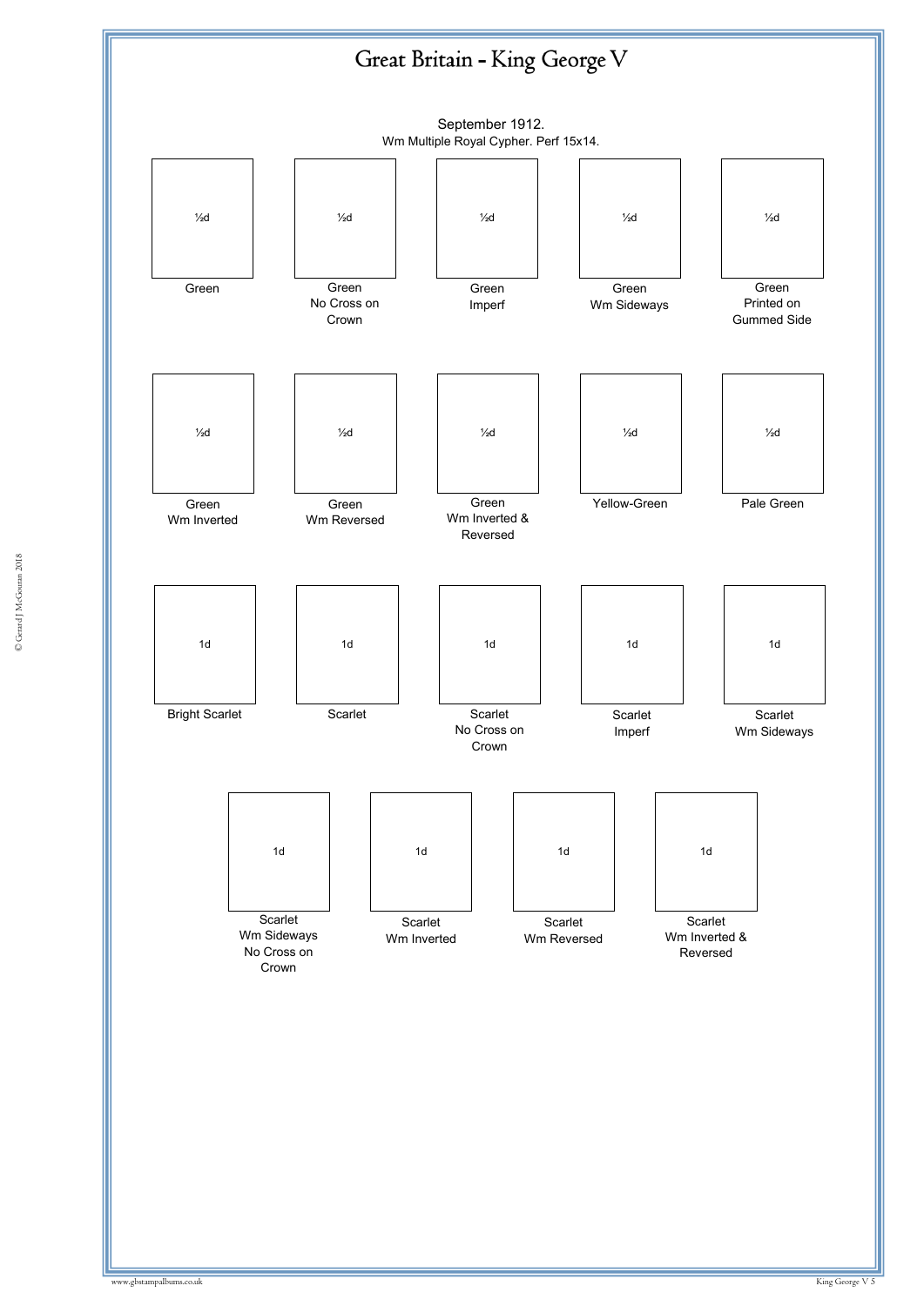# Great Britain - King George V

September 1912.
Wm Multiple Royal Cypher. Perf 15x14.

| ½d | ½d | ½d | ½d | ½d |
|---|---|---|---|---|
| Green | Green No Cross on Crown | Green Imperf | Green Wm Sideways | Green Printed on Gummed Side |

| ½d | ½d | ½d | ½d | ½d |
|---|---|---|---|---|
| Green Wm Inverted | Green Wm Reversed | Green Wm Inverted & Reversed | Yellow-Green | Pale Green |

| 1d | 1d | 1d | 1d | 1d |
|---|---|---|---|---|
| Bright Scarlet | Scarlet | Scarlet No Cross on Crown | Scarlet Imperf | Scarlet Wm Sideways |

| 1d | 1d | 1d | 1d |
|---|---|---|---|
| Scarlet Wm Sideways No Cross on Crown | Scarlet Wm Inverted | Scarlet Wm Reversed | Scarlet Wm Inverted & Reversed |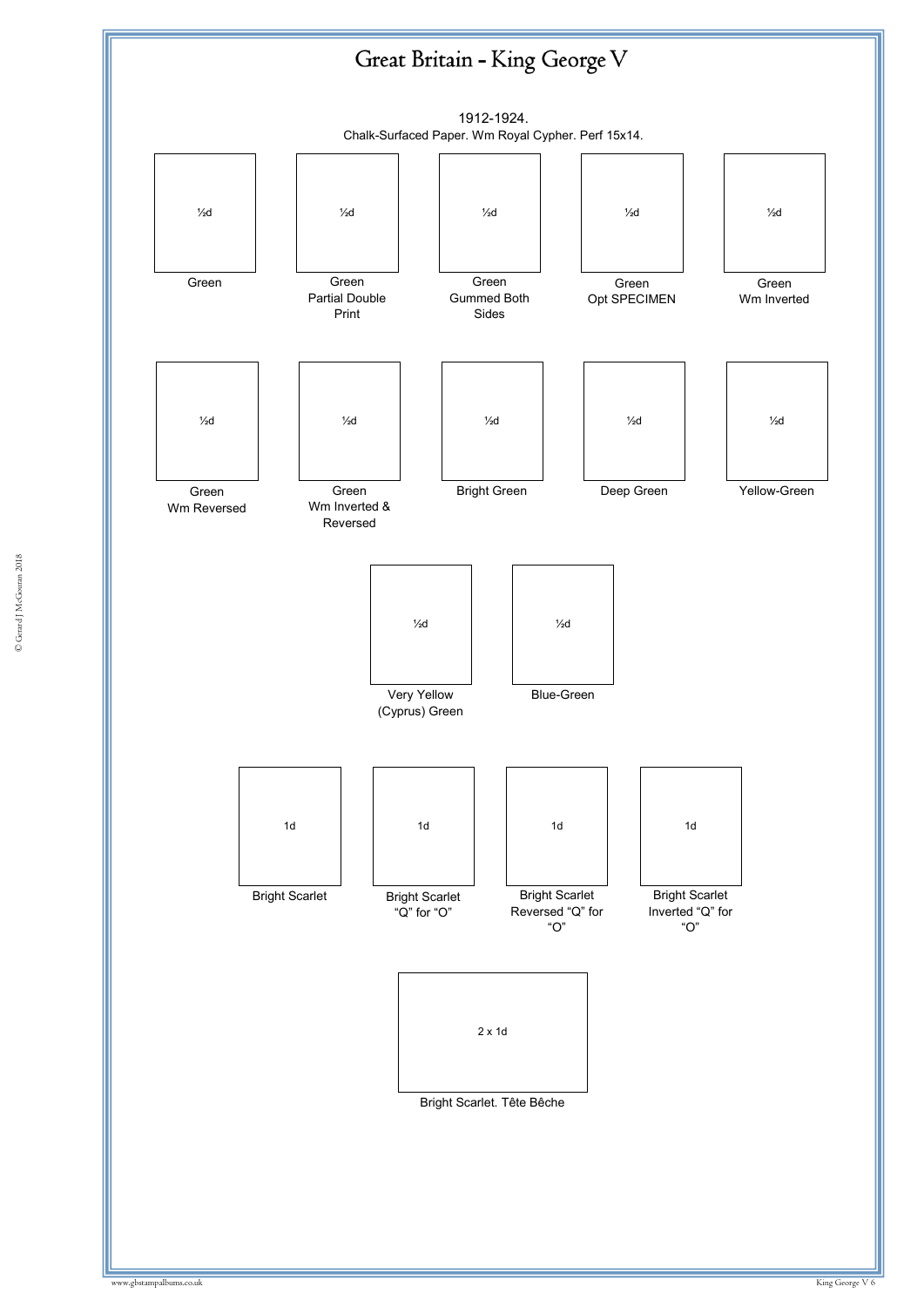# Great Britain - King George V

1912-1924.
Chalk-Surfaced Paper. Wm Royal Cypher. Perf 15x14.

| ½d | ½d | ½d | ½d | ½d |
|---|---|---|---|---|
| Green | Green Partial Double Print | Green Gummed Both Sides | Green Opt SPECIMEN | Green Wm Inverted |

| ½d | ½d | ½d | ½d | ½d |
|---|---|---|---|---|
| Green Wm Reversed | Green Wm Inverted & Reversed | Bright Green | Deep Green | Yellow-Green |

| ½d | ½d |
|---|---|
| Very Yellow (Cyprus) Green | Blue-Green |

| 1d | 1d | 1d | 1d |
|---|---|---|---|
| Bright Scarlet | Bright Scarlet "Q" for "O" | Bright Scarlet Reversed "Q" for "O" | Bright Scarlet Inverted "Q" for "O" |

| 2 x 1d |
|---|
| Bright Scarlet. Tête Bêche |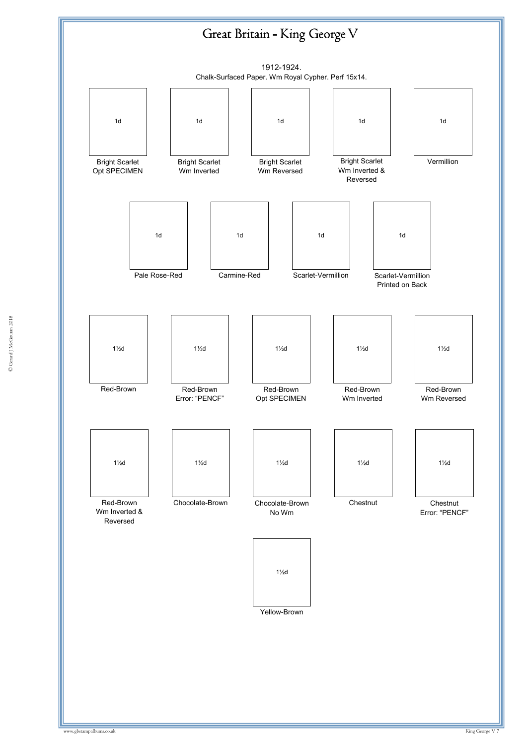# Great Britain - King George V

1912-1924.
Chalk-Surfaced Paper. Wm Royal Cypher. Perf 15x14.

| 1d | 1d | 1d | 1d | 1d |
|---|---|---|---|---|
| Bright Scarlet Opt SPECIMEN | Bright Scarlet Wm Inverted | Bright Scarlet Wm Reversed | Bright Scarlet Wm Inverted & Reversed | Vermillion |

| 1d | 1d | 1d | 1d |
|---|---|---|---|
| Pale Rose-Red | Carmine-Red | Scarlet-Vermillion | Scarlet-Vermillion Printed on Back |

| 1½d | 1½d | 1½d | 1½d | 1½d |
|---|---|---|---|---|
| Red-Brown | Red-Brown Error: "PENCF" | Red-Brown Opt SPECIMEN | Red-Brown Wm Inverted | Red-Brown Wm Reversed |

| 1½d | 1½d | 1½d | 1½d | 1½d |
|---|---|---|---|---|
| Red-Brown Wm Inverted & Reversed | Chocolate-Brown | Chocolate-Brown No Wm | Chestnut | Chestnut Error: "PENCF" |

| 1½d |
|---|
| Yellow-Brown |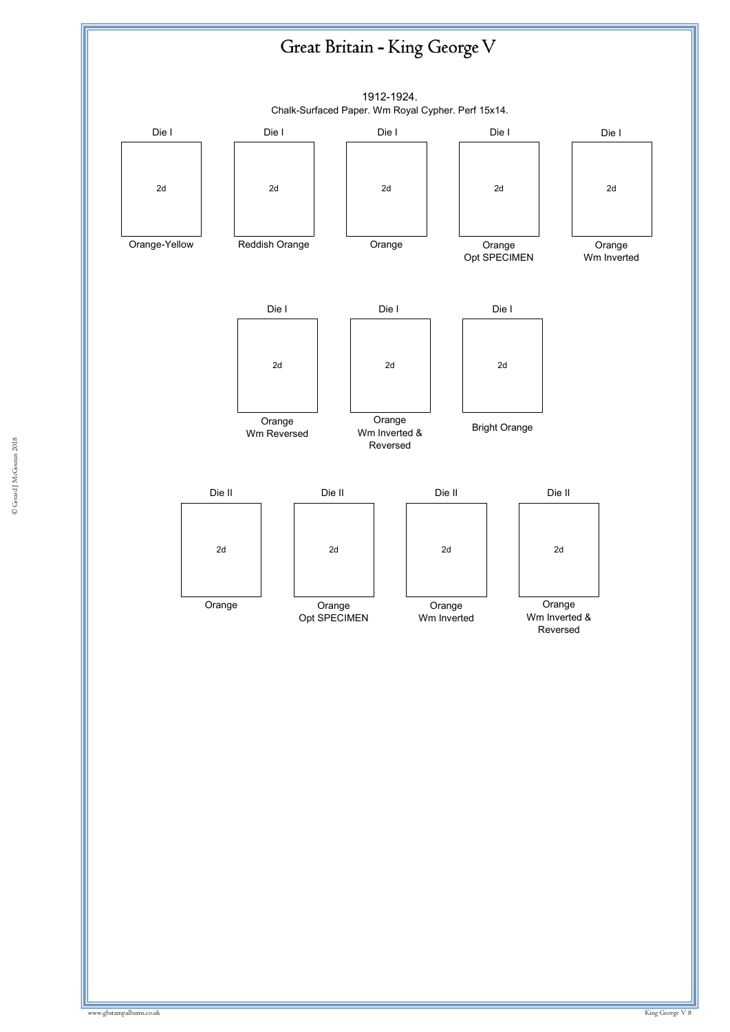# Great Britain - King George V

1912-1924.
Chalk-Surfaced Paper. Wm Royal Cypher. Perf 15x14.

| Die I | Die I | Die I | Die I | Die I |
|---|---|---|---|---|
| 2d | 2d | 2d | 2d | 2d |
| Orange-Yellow | Reddish Orange | Orange | Orange Opt SPECIMEN | Orange Wm Inverted |

| Die I | Die I | Die I |
|---|---|---|
| 2d | 2d | 2d |
| Orange Wm Reversed | Orange Wm Inverted & Reversed | Bright Orange |

| Die II | Die II | Die II | Die II |
|---|---|---|---|
| 2d | 2d | 2d | 2d |
| Orange | Orange Opt SPECIMEN | Orange Wm Inverted | Orange Wm Inverted & Reversed |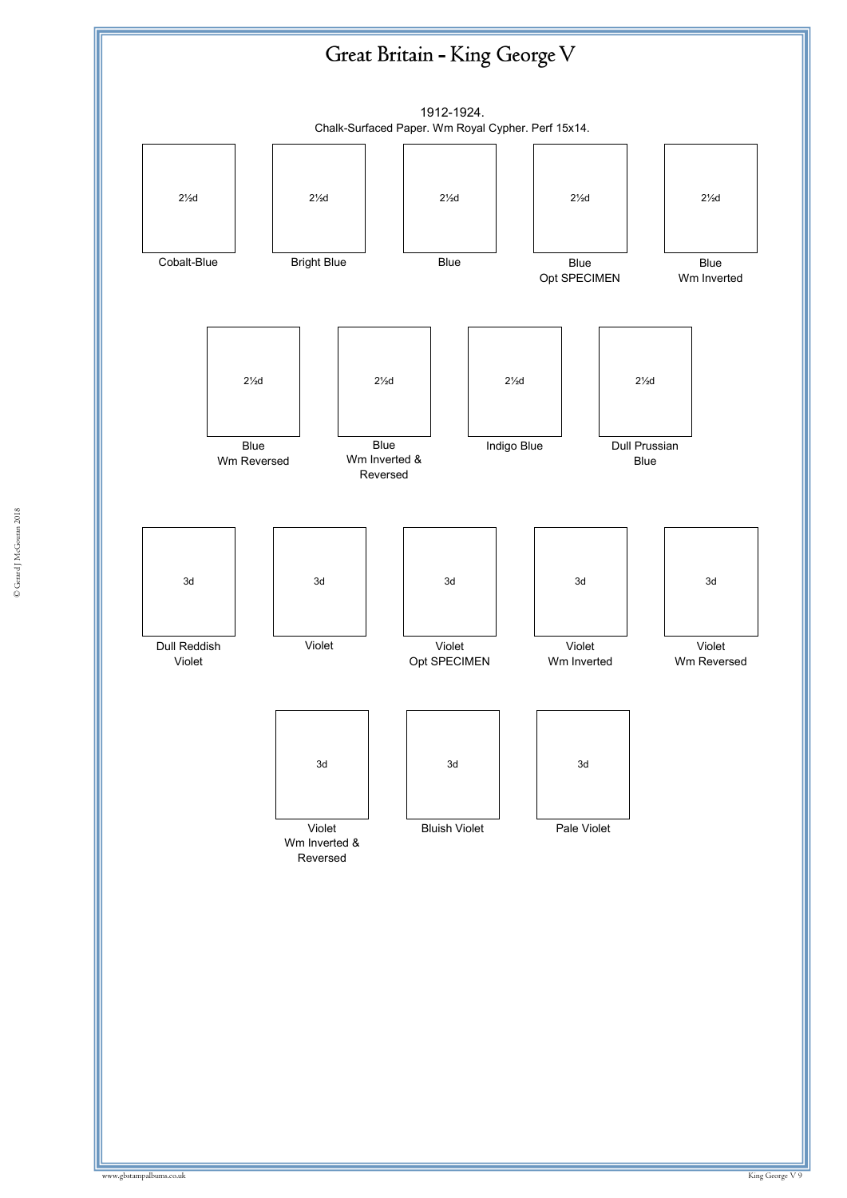# Great Britain - King George V

1912-1924.
Chalk-Surfaced Paper. Wm Royal Cypher. Perf 15x14.

| 2½d | 2½d | 2½d | 2½d | 2½d |
| --- | --- | --- | --- | --- |
| Cobalt-Blue | Bright Blue | Blue | Blue Opt SPECIMEN | Blue Wm Inverted |

| 2½d | 2½d | 2½d | 2½d |
| --- | --- | --- | --- |
| Blue Wm Reversed | Blue Wm Inverted & Reversed | Indigo Blue | Dull Prussian Blue |

| 3d | 3d | 3d | 3d | 3d |
| --- | --- | --- | --- | --- |
| Dull Reddish Violet | Violet | Violet Opt SPECIMEN | Violet Wm Inverted | Violet Wm Reversed |

| 3d | 3d | 3d |
| --- | --- | --- |
| Violet Wm Inverted & Reversed | Bluish Violet | Pale Violet |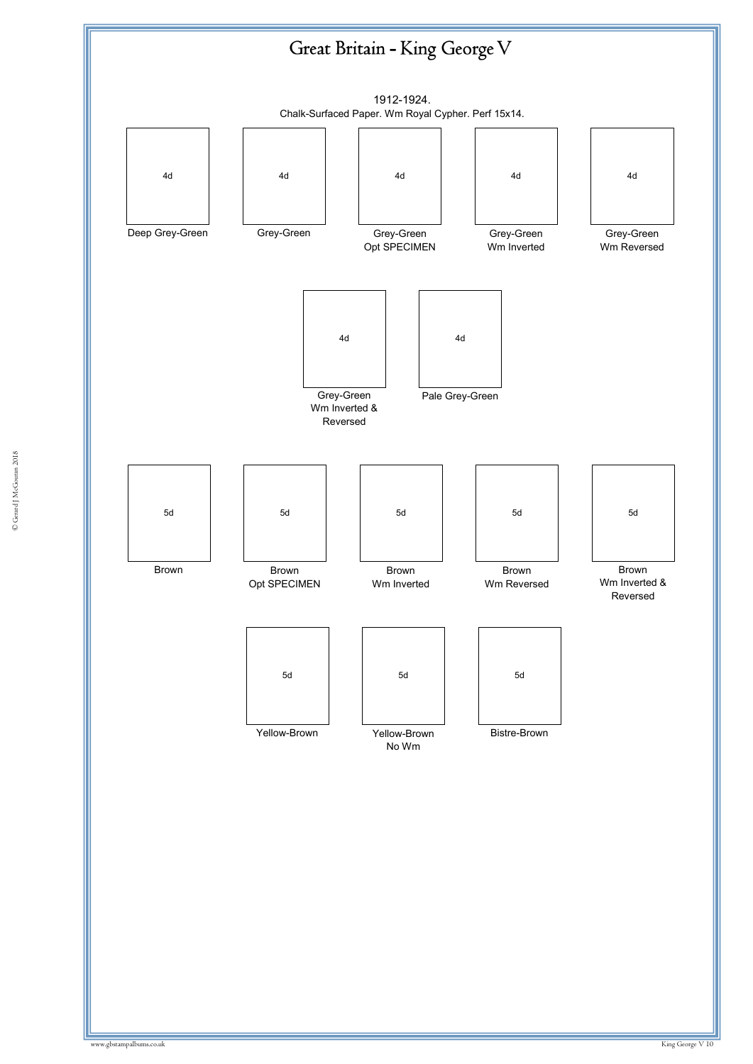# Great Britain - King George V

1912-1924.
Chalk-Surfaced Paper. Wm Royal Cypher. Perf 15x14.

| 4d | 4d | 4d | 4d | 4d |
|---|---|---|---|---|
| Deep Grey-Green | Grey-Green | Grey-Green Opt SPECIMEN | Grey-Green Wm Inverted | Grey-Green Wm Reversed |

| 4d | 4d |
|---|---|
| Grey-Green Wm Inverted & Reversed | Pale Grey-Green |

| 5d | 5d | 5d | 5d | 5d |
|---|---|---|---|---|
| Brown | Brown Opt SPECIMEN | Brown Wm Inverted | Brown Wm Reversed | Brown Wm Inverted & Reversed |

| 5d | 5d | 5d |
|---|---|---|
| Yellow-Brown | Yellow-Brown No Wm | Bistre-Brown |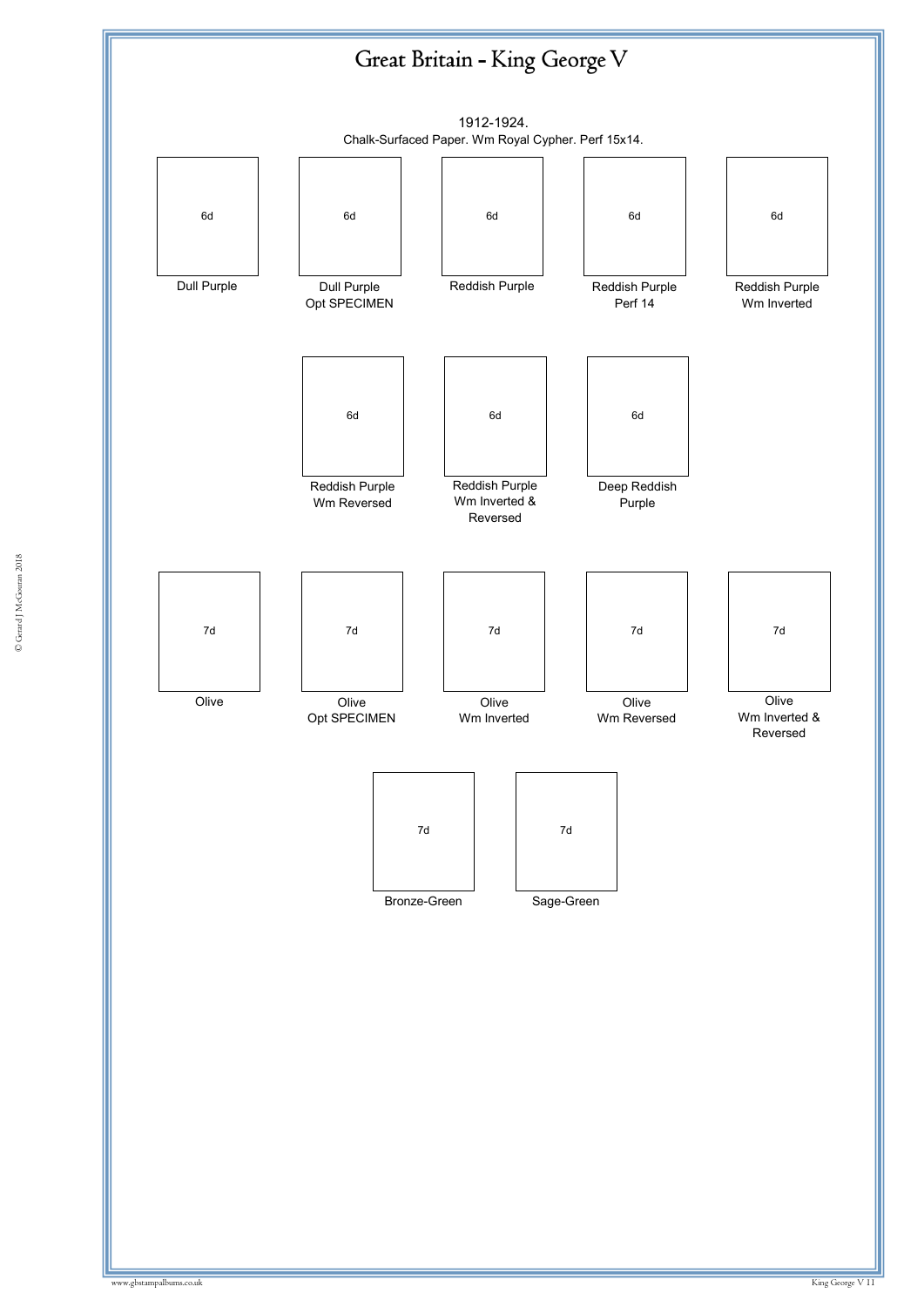# Great Britain - King George V

1912-1924.
Chalk-Surfaced Paper. Wm Royal Cypher. Perf 15x14.

| 6d | 6d | 6d | 6d | 6d |
|---|---|---|---|---|
| Dull Purple | Dull Purple Opt SPECIMEN | Reddish Purple | Reddish Purple Perf 14 | Reddish Purple Wm Inverted |

| 6d | 6d | 6d |
|---|---|---|
| Reddish Purple Wm Reversed | Reddish Purple Wm Inverted & Reversed | Deep Reddish Purple |

| 7d | 7d | 7d | 7d | 7d |
|---|---|---|---|---|
| Olive | Olive Opt SPECIMEN | Olive Wm Inverted | Olive Wm Reversed | Olive Wm Inverted & Reversed |

| 7d | 7d |
|---|---|
| Bronze-Green | Sage-Green |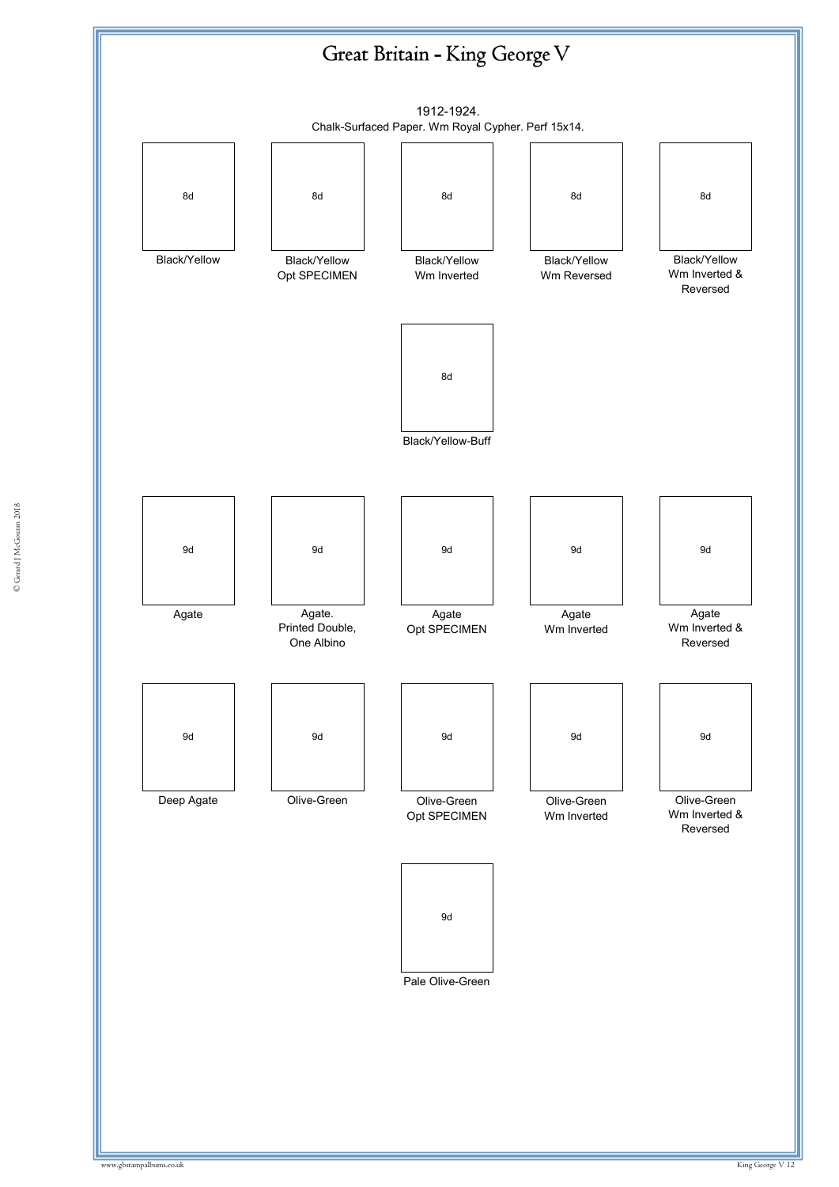# Great Britain - King George V

1912-1924.
Chalk-Surfaced Paper. Wm Royal Cypher. Perf 15x14.

| 8d | 8d | 8d | 8d | 8d |
|---|---|---|---|---|
| Black/Yellow | Black/Yellow Opt SPECIMEN | Black/Yellow Wm Inverted | Black/Yellow Wm Reversed | Black/Yellow Wm Inverted & Reversed |

| 8d |
|---|
| Black/Yellow-Buff |

| 9d | 9d | 9d | 9d | 9d |
|---|---|---|---|---|
| Agate | Agate. Printed Double, One Albino | Agate Opt SPECIMEN | Agate Wm Inverted | Agate Wm Inverted & Reversed |

| 9d | 9d | 9d | 9d | 9d |
|---|---|---|---|---|
| Deep Agate | Olive-Green | Olive-Green Opt SPECIMEN | Olive-Green Wm Inverted | Olive-Green Wm Inverted & Reversed |

| 9d |
|---|
| Pale Olive-Green |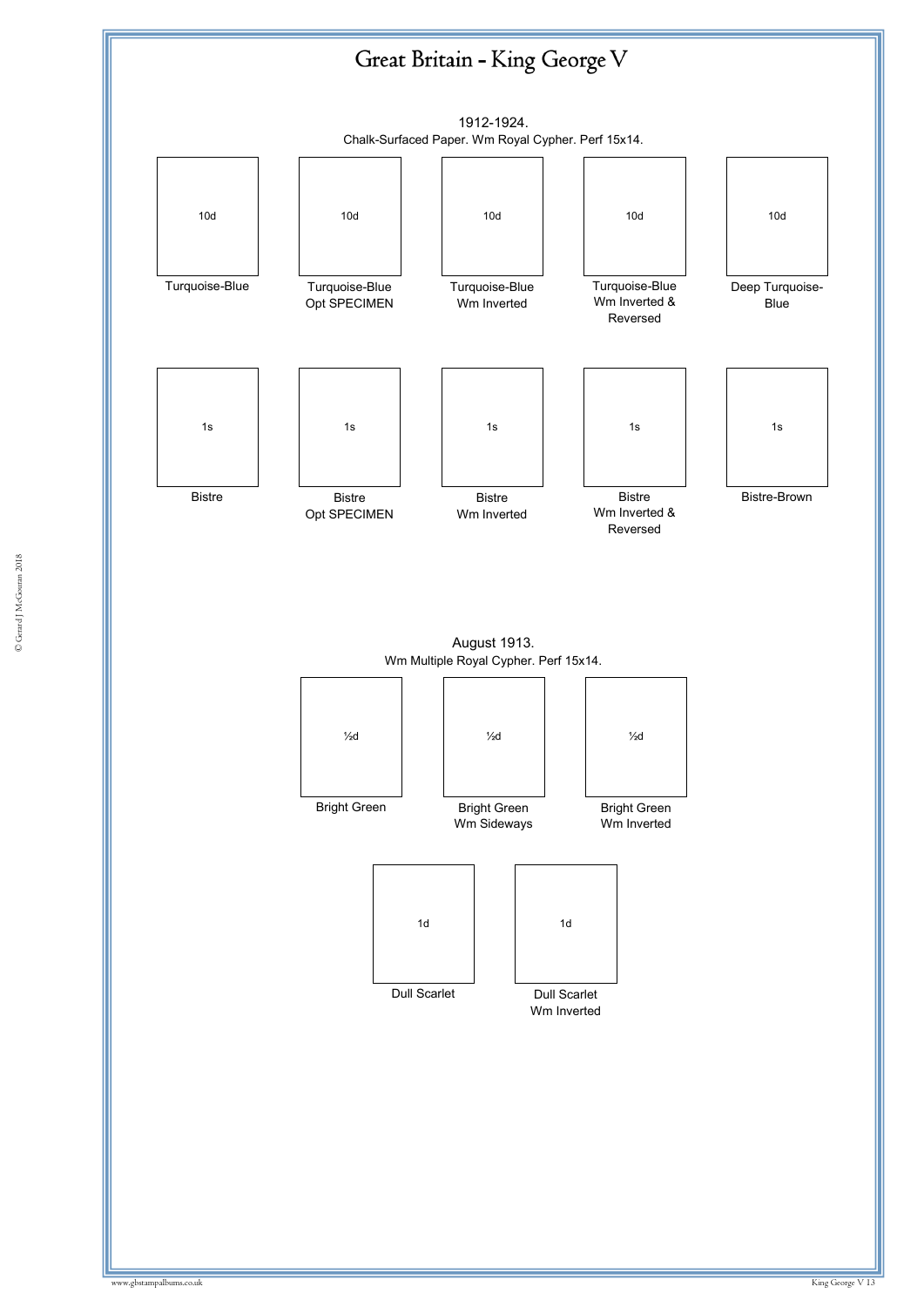# Great Britain - King George V

1912-1924.
Chalk-Surfaced Paper. Wm Royal Cypher. Perf 15x14.

| 10d | 10d | 10d | 10d | 10d |
|---|---|---|---|---|
| Turquoise-Blue | Turquoise-Blue Opt SPECIMEN | Turquoise-Blue Wm Inverted | Turquoise-Blue Wm Inverted & Reversed | Deep Turquoise-Blue |

| 1s | 1s | 1s | 1s | 1s |
|---|---|---|---|---|
| Bistre | Bistre Opt SPECIMEN | Bistre Wm Inverted | Bistre Wm Inverted & Reversed | Bistre-Brown |

August 1913.
Wm Multiple Royal Cypher. Perf 15x14.

| ½d | ½d | ½d |
|---|---|---|
| Bright Green | Bright Green Wm Sideways | Bright Green Wm Inverted |

| 1d | 1d |
|---|---|
| Dull Scarlet | Dull Scarlet Wm Inverted |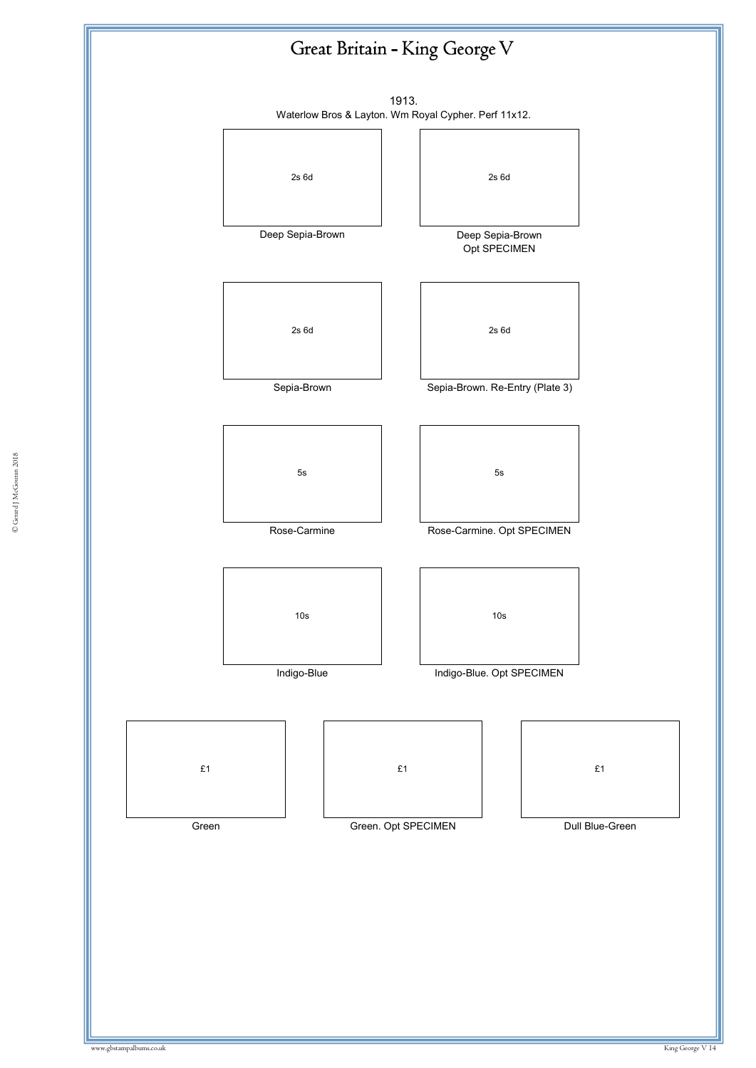# Great Britain - King George V

1913.

Waterlow Bros & Layton. Wm Royal Cypher. Perf 11x12.

2s 6d

Deep Sepia-Brown

2s 6d

Deep Sepia-Brown
Opt SPECIMEN

2s 6d

Sepia-Brown

2s 6d

Sepia-Brown. Re-Entry (Plate 3)

5s

Rose-Carmine

5s

Rose-Carmine. Opt SPECIMEN

10s

Indigo-Blue

10s

Indigo-Blue. Opt SPECIMEN

£1

Green

£1

Green. Opt SPECIMEN

£1

Dull Blue-Green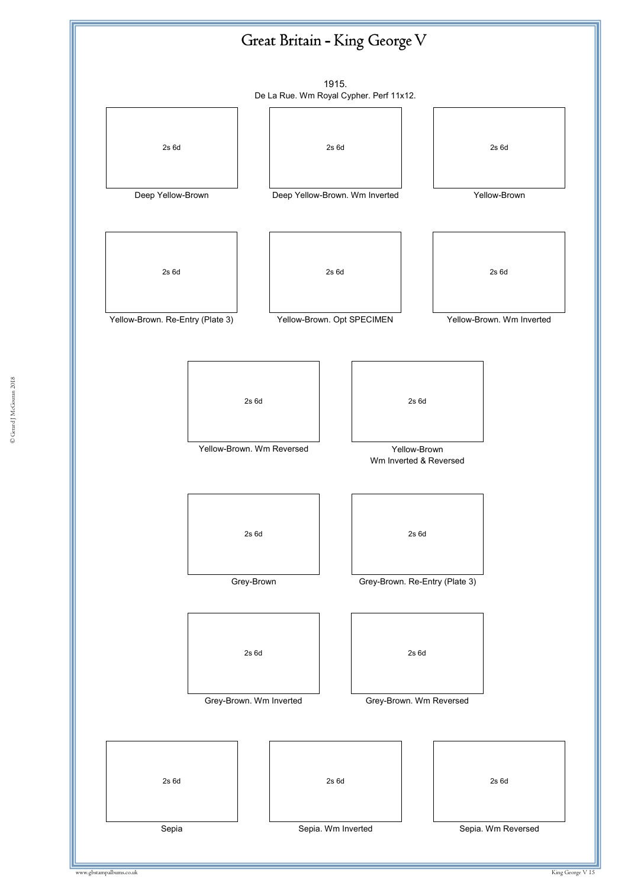# Great Britain - King George V

1915.
De La Rue. Wm Royal Cypher. Perf 11x12.

| 2s 6d | 2s 6d | 2s 6d |
|---|---|---|
| Deep Yellow-Brown | Deep Yellow-Brown. Wm Inverted | Yellow-Brown |

| 2s 6d | 2s 6d | 2s 6d |
|---|---|---|
| Yellow-Brown. Re-Entry (Plate 3) | Yellow-Brown. Opt SPECIMEN | Yellow-Brown. Wm Inverted |

| 2s 6d | 2s 6d |
|---|---|
| Yellow-Brown. Wm Reversed | Yellow-Brown Wm Inverted & Reversed |

| 2s 6d | 2s 6d |
|---|---|
| Grey-Brown | Grey-Brown. Re-Entry (Plate 3) |

| 2s 6d | 2s 6d |
|---|---|
| Grey-Brown. Wm Inverted | Grey-Brown. Wm Reversed |

| 2s 6d | 2s 6d | 2s 6d |
|---|---|---|
| Sepia | Sepia. Wm Inverted | Sepia. Wm Reversed |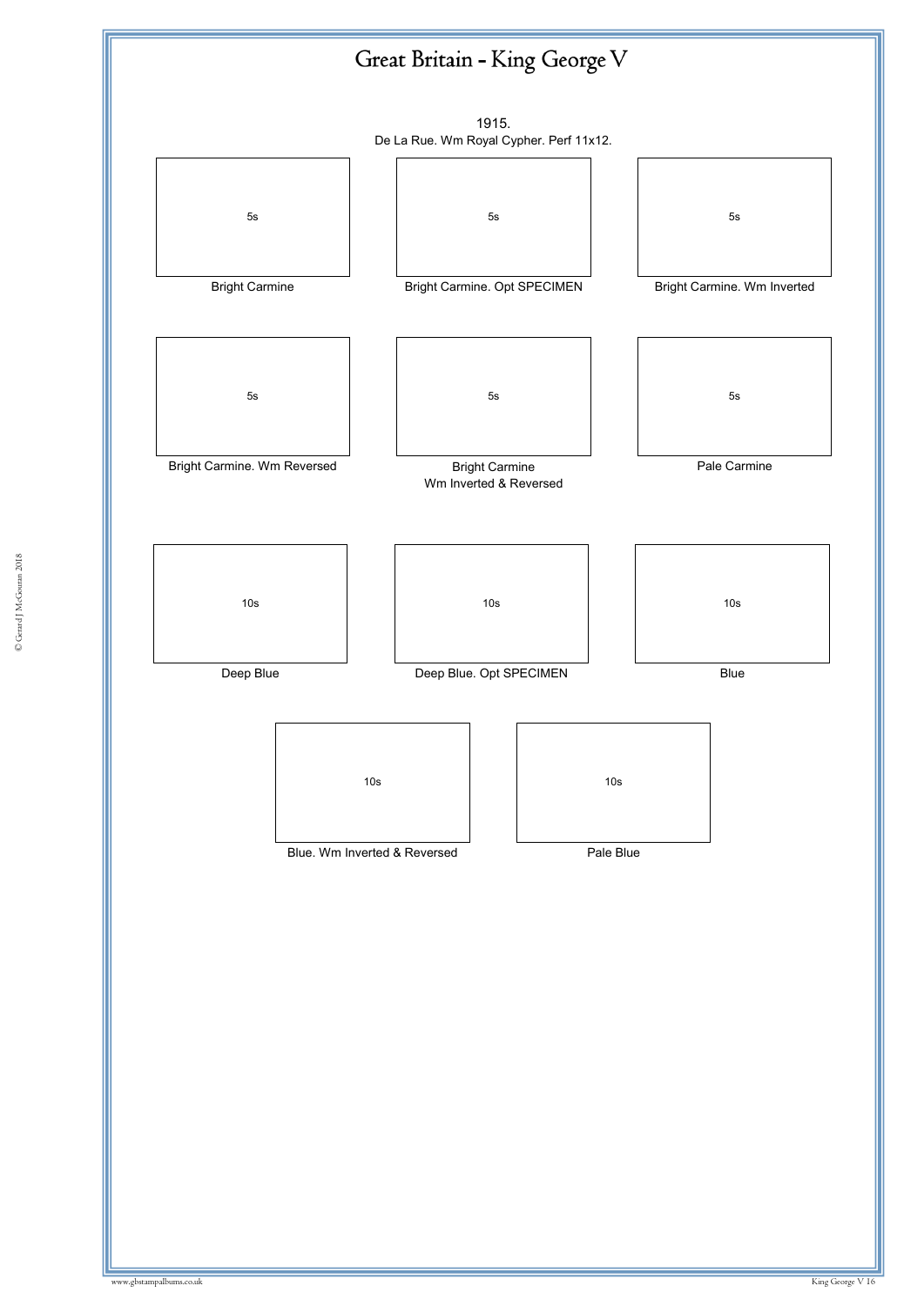# Great Britain - King George V

1915.
De La Rue. Wm Royal Cypher. Perf 11x12.

5s

Bright Carmine

5s

Bright Carmine. Opt SPECIMEN

5s

Bright Carmine. Wm Inverted

5s

Bright Carmine. Wm Reversed

5s

Bright Carmine
Wm Inverted & Reversed

5s

Pale Carmine

10s

Deep Blue

10s

Deep Blue. Opt SPECIMEN

10s

Blue

10s

Blue. Wm Inverted & Reversed

10s

Pale Blue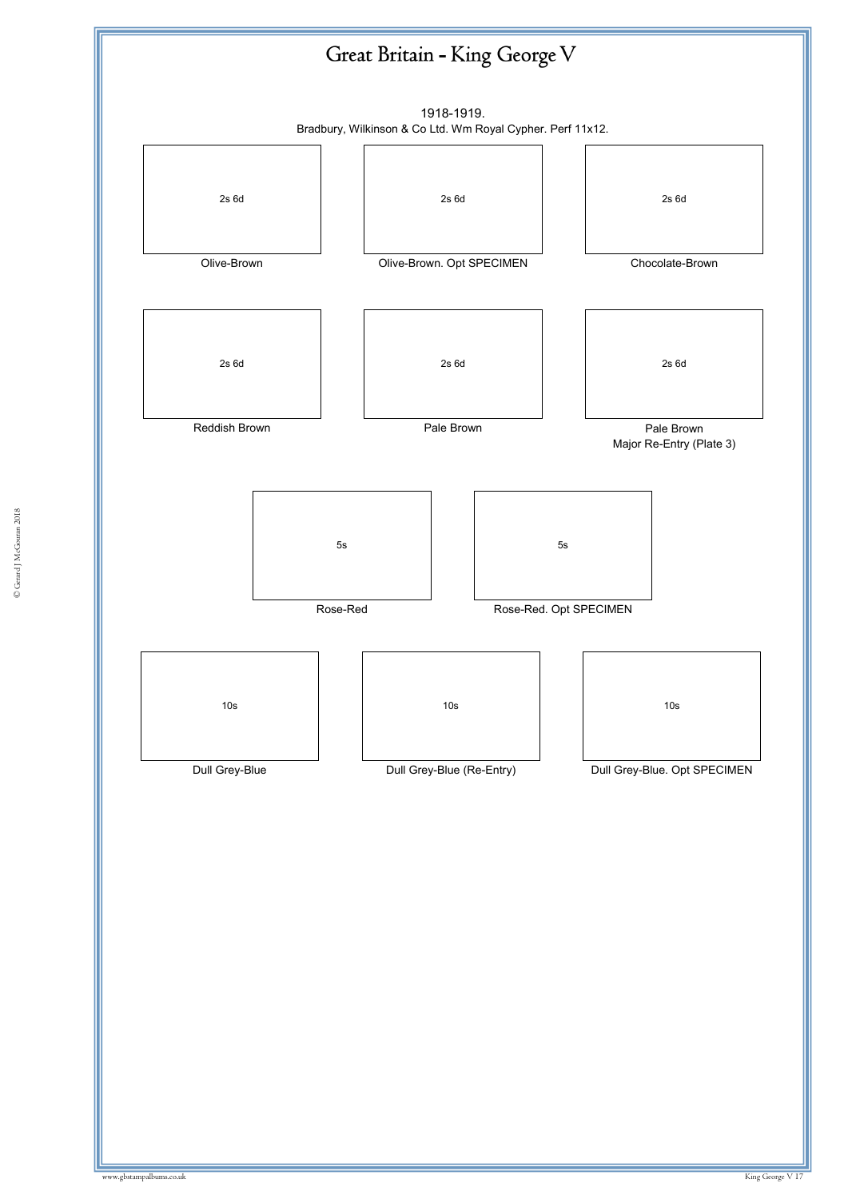# Great Britain - King George V

1918-1919.

Bradbury, Wilkinson & Co Ltd. Wm Royal Cypher. Perf 11x12.

| 2s 6d | 2s 6d | 2s 6d |
|---|---|---|
| Olive-Brown | Olive-Brown. Opt SPECIMEN | Chocolate-Brown |

| 2s 6d | 2s 6d | 2s 6d |
|---|---|---|
| Reddish Brown | Pale Brown | Pale Brown Major Re-Entry (Plate 3) |

| 5s | 5s |
|---|---|
| Rose-Red | Rose-Red. Opt SPECIMEN |

| 10s | 10s | 10s |
|---|---|---|
| Dull Grey-Blue | Dull Grey-Blue (Re-Entry) | Dull Grey-Blue. Opt SPECIMEN |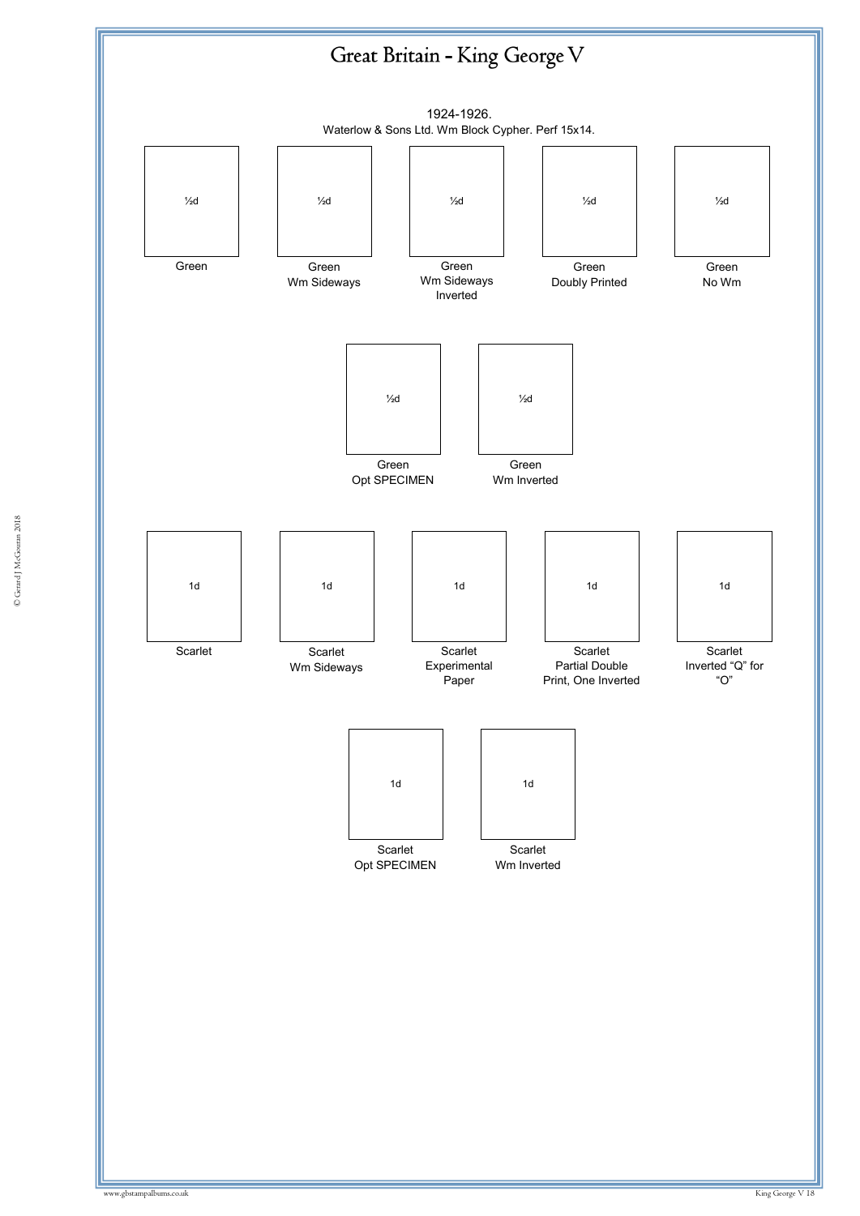# Great Britain - King George V

1924-1926.
Waterlow & Sons Ltd. Wm Block Cypher. Perf 15x14.

| ½d | ½d | ½d | ½d | ½d |
|---|---|---|---|---|
| Green | Green Wm Sideways | Green Wm Sideways Inverted | Green Doubly Printed | Green No Wm |

| ½d | ½d |
|---|---|
| Green Opt SPECIMEN | Green Wm Inverted |

| 1d | 1d | 1d | 1d | 1d |
|---|---|---|---|---|
| Scarlet | Scarlet Wm Sideways | Scarlet Experimental Paper | Scarlet Partial Double Print, One Inverted | Scarlet Inverted "Q" for "O" |

| 1d | 1d |
|---|---|
| Scarlet Opt SPECIMEN | Scarlet Wm Inverted |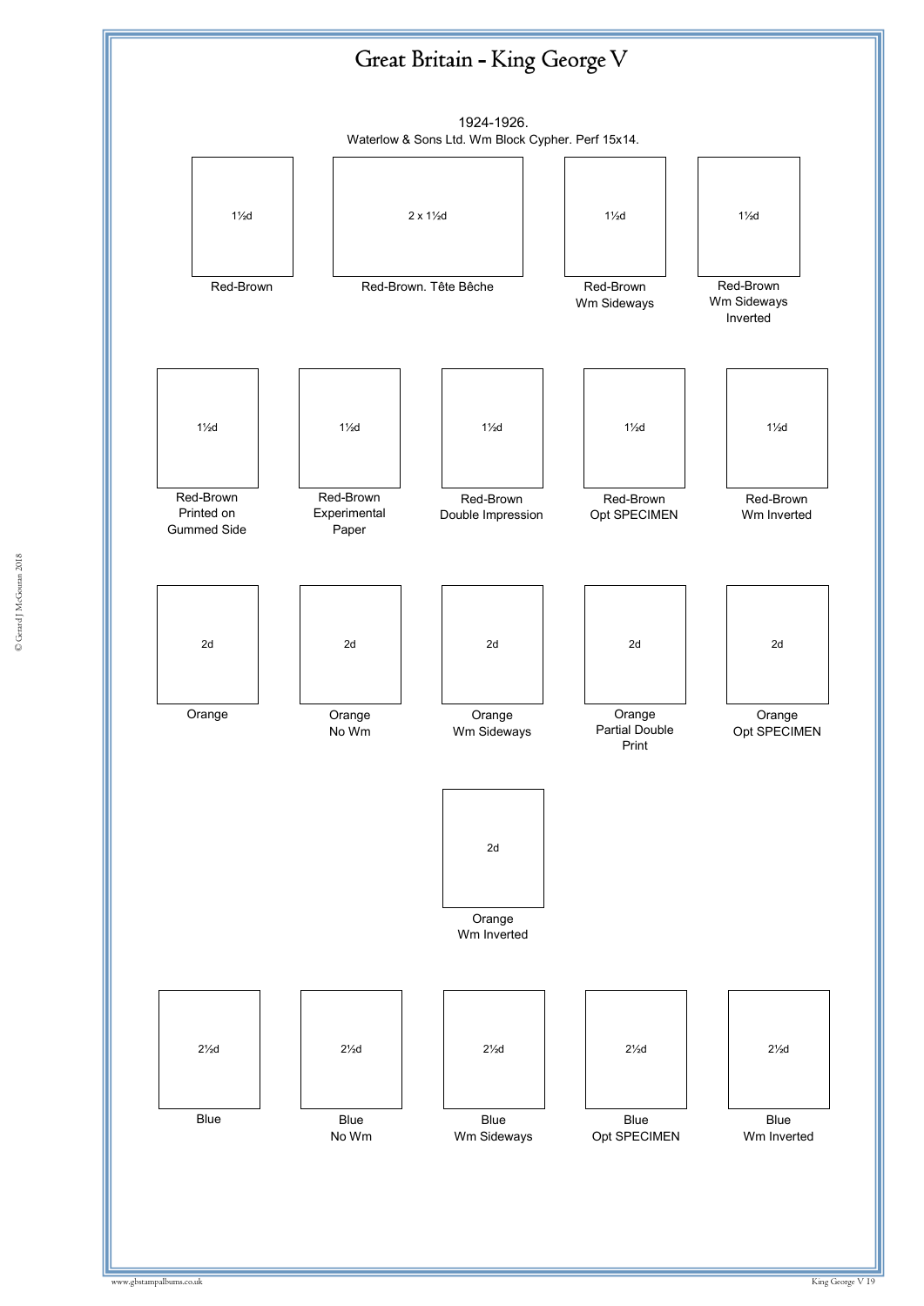# Great Britain - King George V

1924-1926.

Waterlow & Sons Ltd. Wm Block Cypher. Perf 15x14.

| 1½d | 2 x 1½d | 1½d | 1½d |
|---|---|---|---|
| Red-Brown | Red-Brown. Tête Bêche | Red-Brown Wm Sideways | Red-Brown Wm Sideways Inverted |

| 1½d | 1½d | 1½d | 1½d | 1½d |
|---|---|---|---|---|
| Red-Brown Printed on Gummed Side | Red-Brown Experimental Paper | Red-Brown Double Impression | Red-Brown Opt SPECIMEN | Red-Brown Wm Inverted |

| 2d | 2d | 2d | 2d | 2d |
|---|---|---|---|---|
| Orange | Orange No Wm | Orange Wm Sideways | Orange Partial Double Print | Orange Opt SPECIMEN |

| 2d |
|---|
| Orange Wm Inverted |

| 2½d | 2½d | 2½d | 2½d | 2½d |
|---|---|---|---|---|
| Blue | Blue No Wm | Blue Wm Sideways | Blue Opt SPECIMEN | Blue Wm Inverted |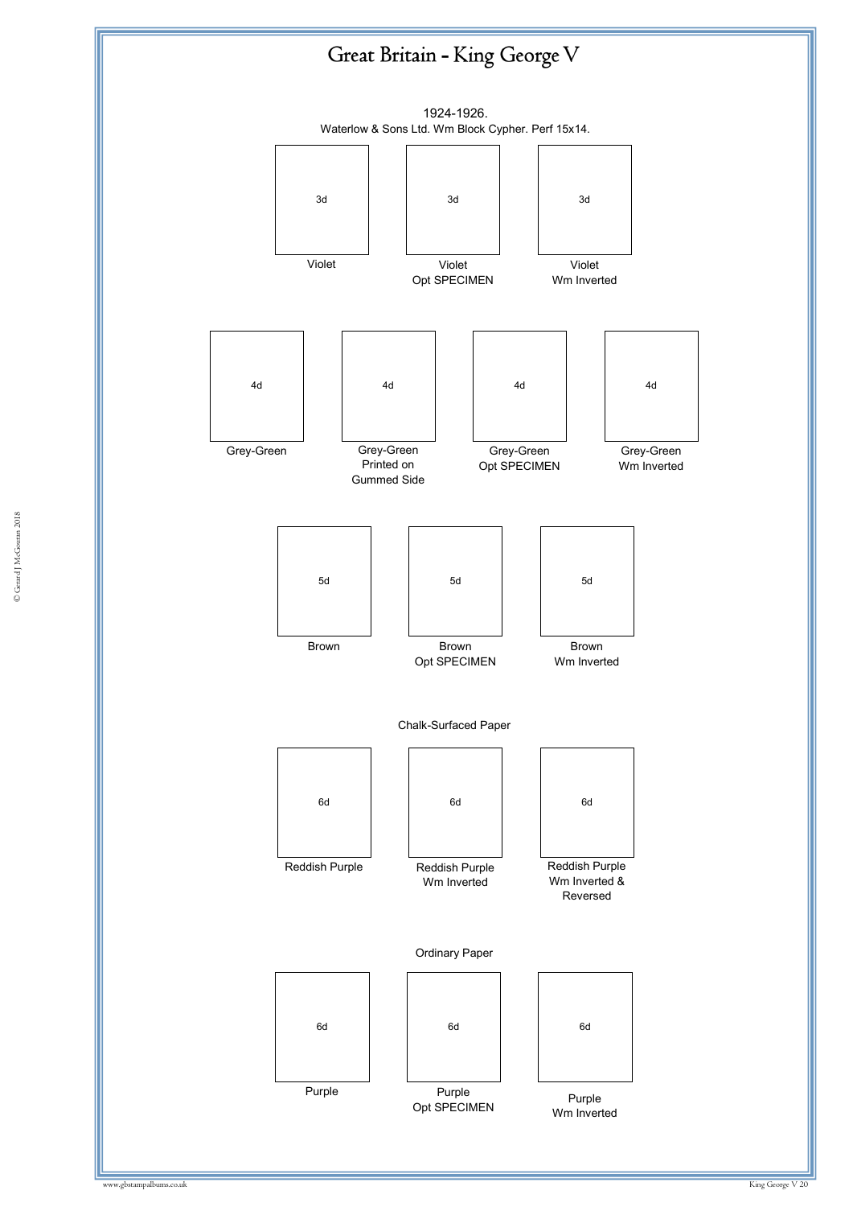# Great Britain - King George V

1924-1926.
Waterlow & Sons Ltd. Wm Block Cypher. Perf 15x14.

| 3d | 3d | 3d |
|---|---|---|
| Violet | Violet Opt SPECIMEN | Violet Wm Inverted |

| 4d | 4d | 4d | 4d |
|---|---|---|---|
| Grey-Green | Grey-Green Printed on Gummed Side | Grey-Green Opt SPECIMEN | Grey-Green Wm Inverted |

| 5d | 5d | 5d |
|---|---|---|
| Brown | Brown Opt SPECIMEN | Brown Wm Inverted |

Chalk-Surfaced Paper

| 6d | 6d | 6d |
|---|---|---|
| Reddish Purple | Reddish Purple Wm Inverted | Reddish Purple Wm Inverted & Reversed |

Ordinary Paper

| 6d | 6d | 6d |
|---|---|---|
| Purple | Purple Opt SPECIMEN | Purple Wm Inverted |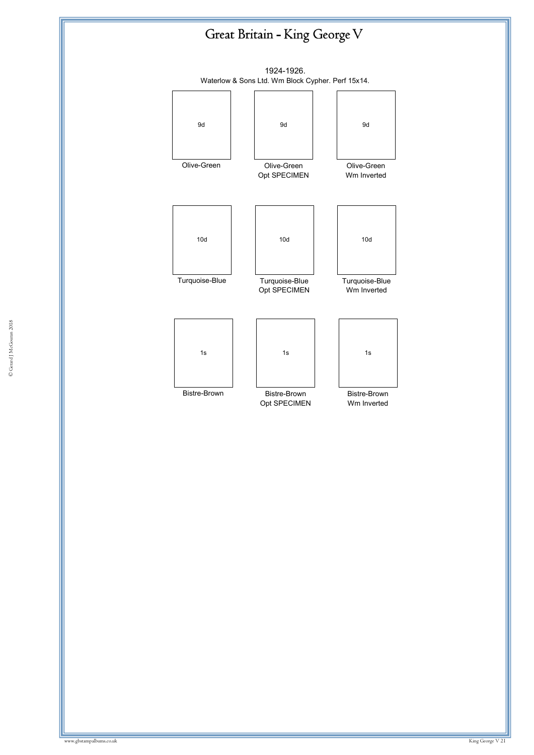# Great Britain - King George V

1924-1926.

Waterlow & Sons Ltd. Wm Block Cypher. Perf 15x14.

| 9d | 9d | 9d |
| --- | --- | --- |
| Olive-Green | Olive-Green Opt SPECIMEN | Olive-Green Wm Inverted |

| 10d | 10d | 10d |
| --- | --- | --- |
| Turquoise-Blue | Turquoise-Blue Opt SPECIMEN | Turquoise-Blue Wm Inverted |

| 1s | 1s | 1s |
| --- | --- | --- |
| Bistre-Brown | Bistre-Brown Opt SPECIMEN | Bistre-Brown Wm Inverted |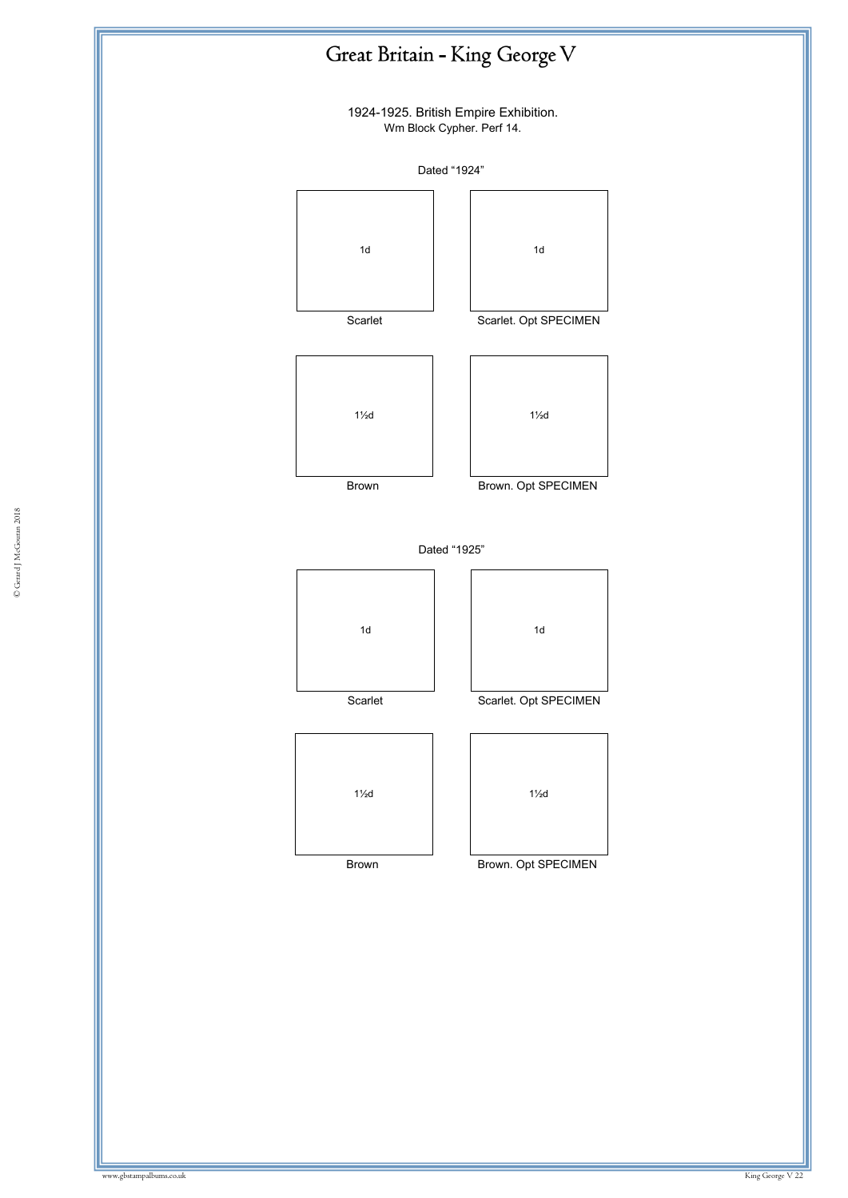# Great Britain - King George V

1924-1925. British Empire Exhibition.
Wm Block Cypher. Perf 14.

Dated “1924”

| 1d | 1d |
|---|---|
| Scarlet | Scarlet. Opt SPECIMEN |

| 1½d | 1½d |
|---|---|
| Brown | Brown. Opt SPECIMEN |

Dated “1925”

| 1d | 1d |
|---|---|
| Scarlet | Scarlet. Opt SPECIMEN |

| 1½d | 1½d |
|---|---|
| Brown | Brown. Opt SPECIMEN |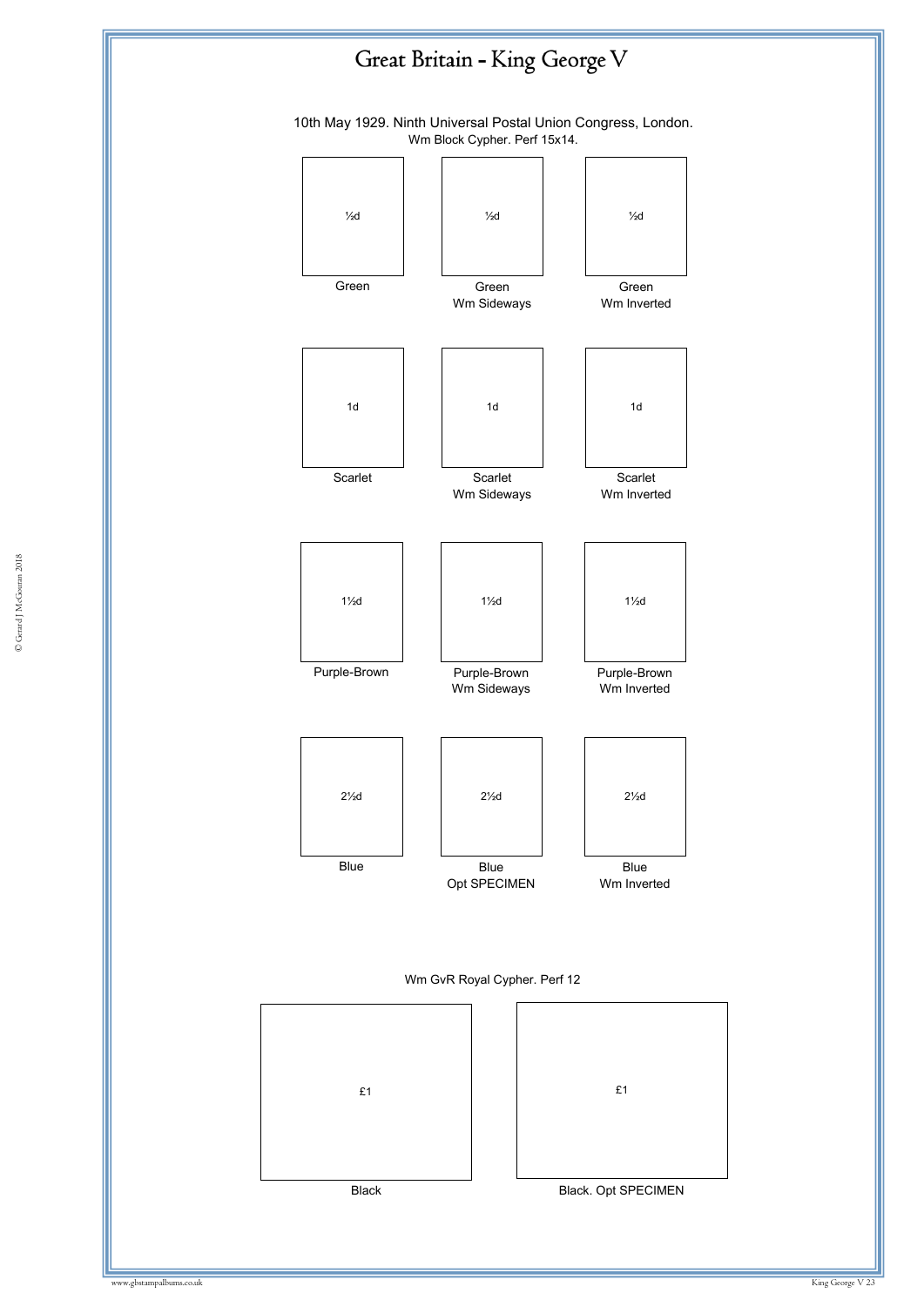# Great Britain - King George V

10th May 1929. Ninth Universal Postal Union Congress, London.

Wm Block Cypher. Perf 15x14.

| ½d | ½d | ½d |
| --- | --- | --- |
| Green | Green<br>Wm Sideways | Green<br>Wm Inverted |

| 1d | 1d | 1d |
| --- | --- | --- |
| Scarlet | Scarlet<br>Wm Sideways | Scarlet<br>Wm Inverted |

| 1½d | 1½d | 1½d |
| --- | --- | --- |
| Purple-Brown | Purple-Brown<br>Wm Sideways | Purple-Brown<br>Wm Inverted |

| 2½d | 2½d | 2½d |
| --- | --- | --- |
| Blue | Blue<br>Opt SPECIMEN | Blue<br>Wm Inverted |

Wm GvR Royal Cypher. Perf 12

| £1 | £1 |
| --- | --- |
| Black | Black. Opt SPECIMEN |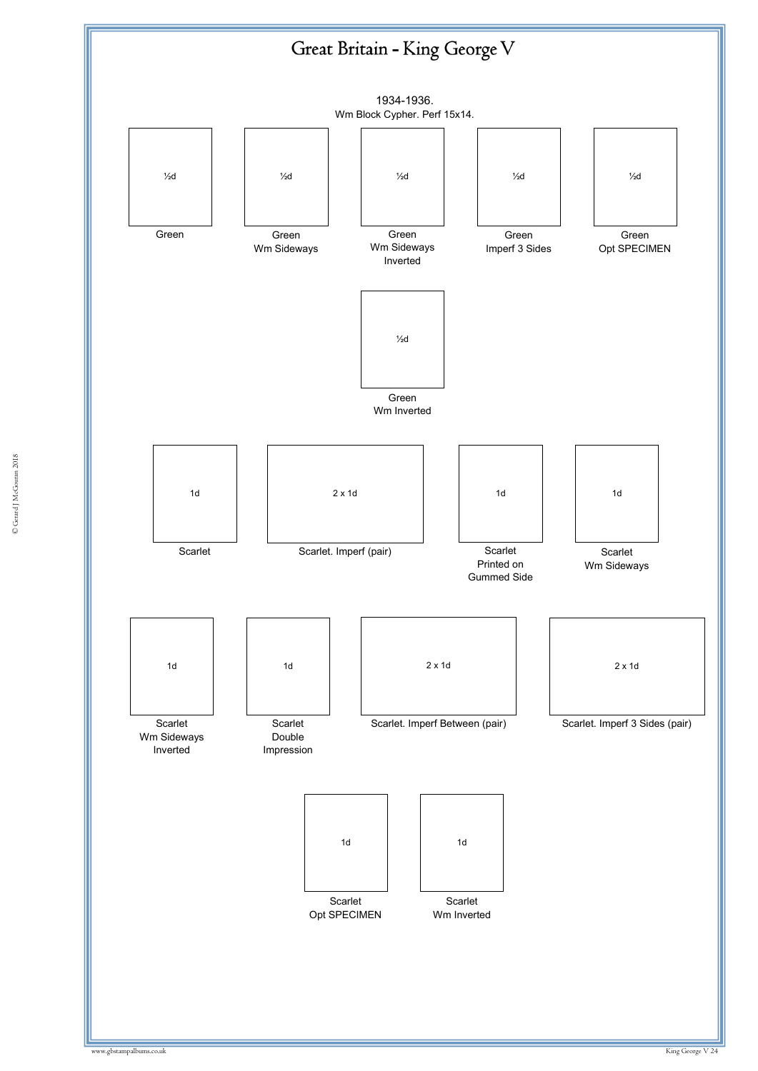# Great Britain - King George V

1934-1936.
Wm Block Cypher. Perf 15x14.

½d
Green

½d
Green
Wm Sideways

½d
Green
Wm Sideways
Inverted

½d
Green
Imperf 3 Sides

½d
Green
Opt SPECIMEN

½d
Green
Wm Inverted

1d
Scarlet

2 x 1d
Scarlet. Imperf (pair)

1d
Scarlet
Printed on
Gummed Side

1d
Scarlet
Wm Sideways

1d
Scarlet
Wm Sideways
Inverted

1d
Scarlet
Double
Impression

2 x 1d
Scarlet. Imperf Between (pair)

2 x 1d
Scarlet. Imperf 3 Sides (pair)

1d
Scarlet
Opt SPECIMEN

1d
Scarlet
Wm Inverted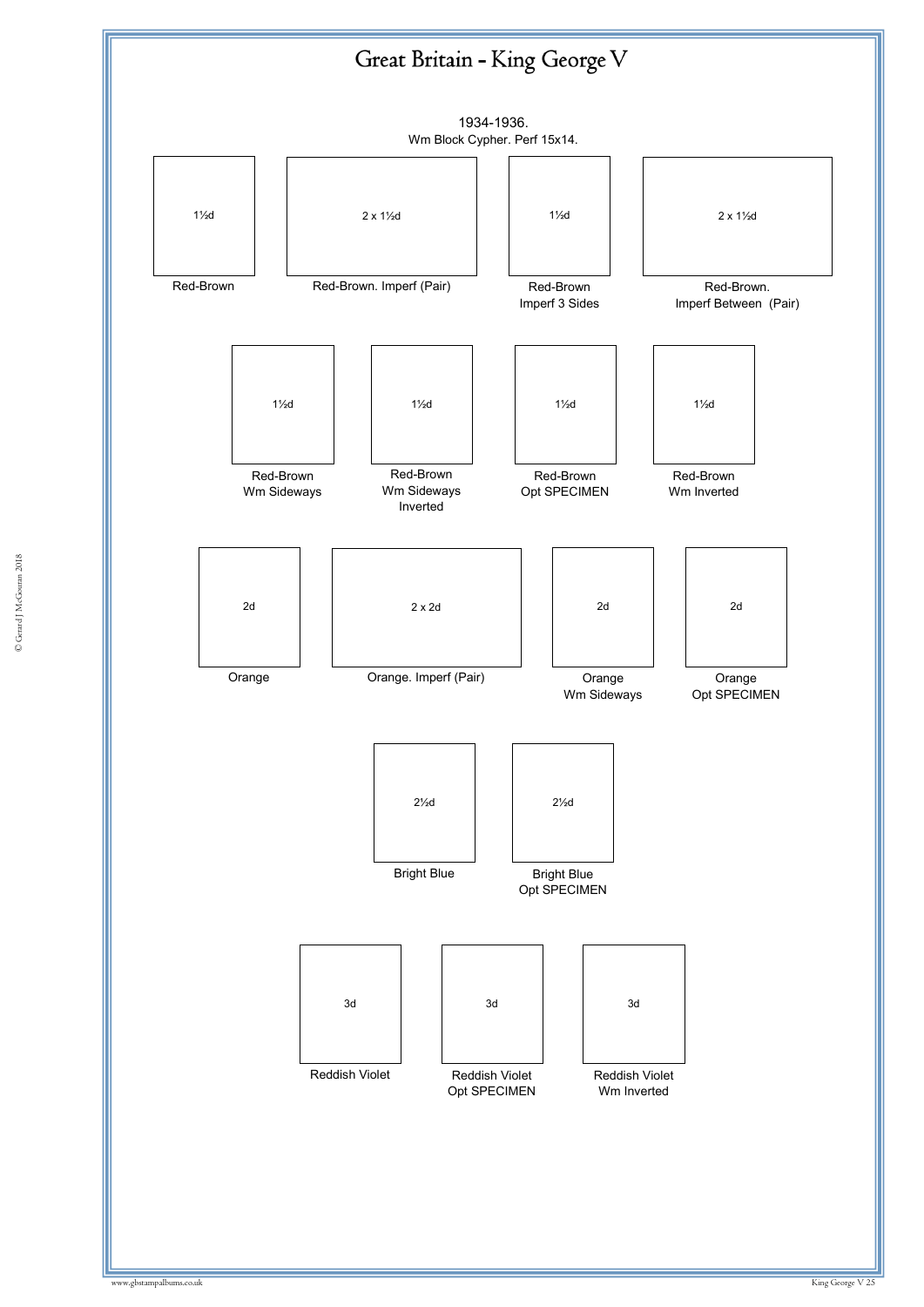# Great Britain - King George V

1934-1936.
Wm Block Cypher. Perf 15x14.

1½d
Red-Brown

2 x 1½d
Red-Brown. Imperf (Pair)

1½d
Red-Brown
Imperf 3 Sides

2 x 1½d
Red-Brown.
Imperf Between (Pair)

1½d
Red-Brown
Wm Sideways

1½d
Red-Brown
Wm Sideways
Inverted

1½d
Red-Brown
Opt SPECIMEN

1½d
Red-Brown
Wm Inverted

2d
Orange

2 x 2d
Orange. Imperf (Pair)

2d
Orange
Wm Sideways

2d
Orange
Opt SPECIMEN

2½d
Bright Blue

2½d
Bright Blue
Opt SPECIMEN

3d
Reddish Violet

3d
Reddish Violet
Opt SPECIMEN

3d
Reddish Violet
Wm Inverted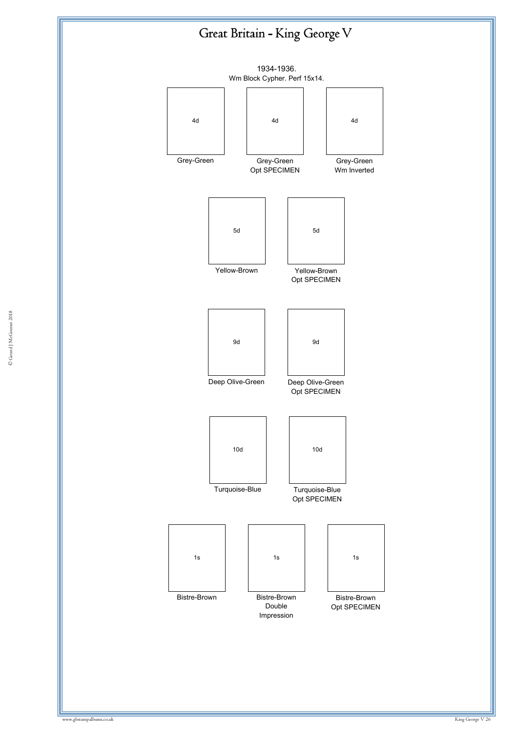# Great Britain - King George V

1934-1936.
Wm Block Cypher. Perf 15x14.

| 4d | 4d | 4d |
|---|---|---|
| Grey-Green | Grey-Green Opt SPECIMEN | Grey-Green Wm Inverted |

| 5d | 5d |
|---|---|
| Yellow-Brown | Yellow-Brown Opt SPECIMEN |

| 9d | 9d |
|---|---|
| Deep Olive-Green | Deep Olive-Green Opt SPECIMEN |

| 10d | 10d |
|---|---|
| Turquoise-Blue | Turquoise-Blue Opt SPECIMEN |

| 1s | 1s | 1s |
|---|---|---|
| Bistre-Brown | Bistre-Brown Double Impression | Bistre-Brown Opt SPECIMEN |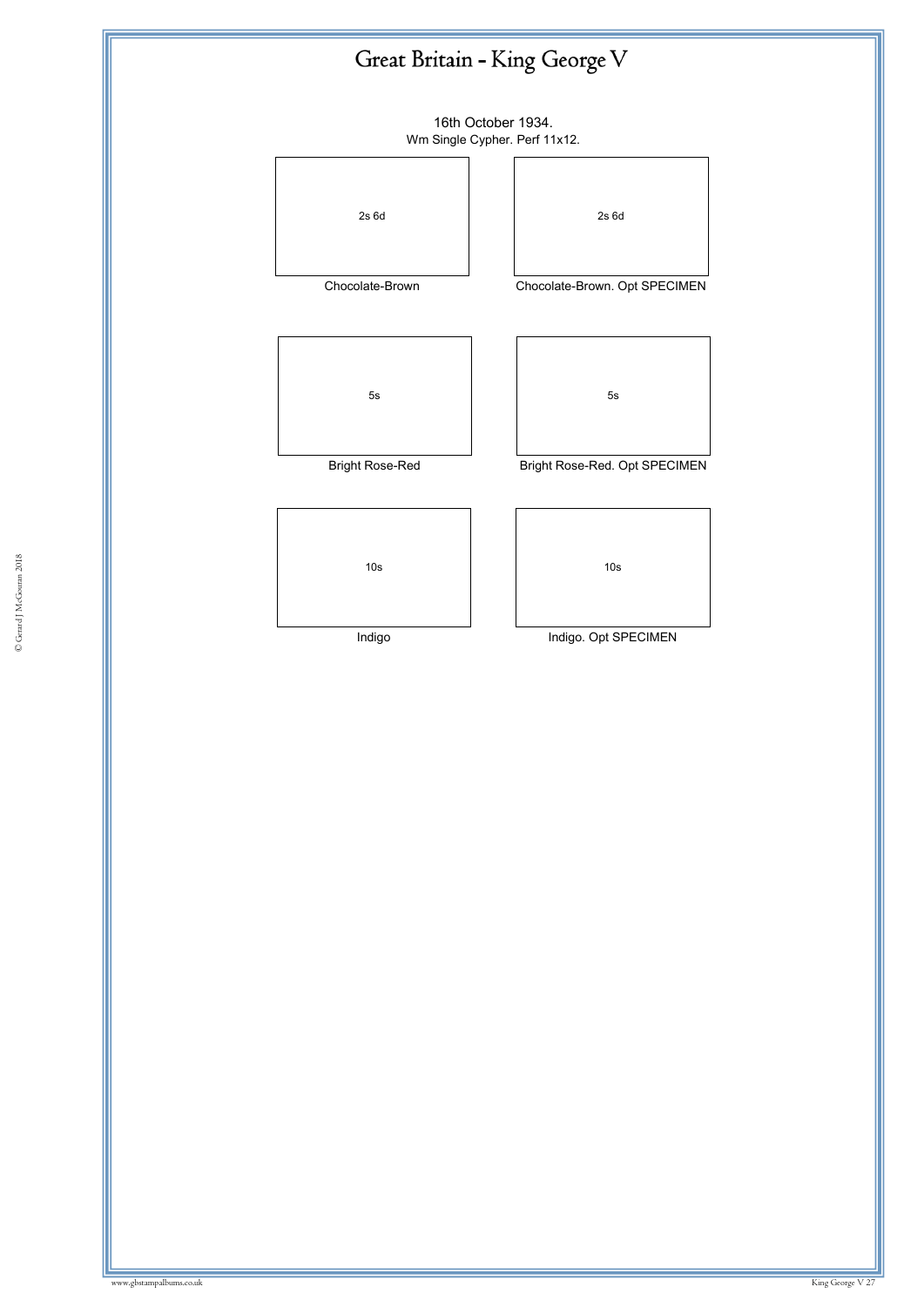# Great Britain - King George V

16th October 1934.

Wm Single Cypher. Perf 11x12.

| 2s 6d | 2s 6d |
|---|---|
| Chocolate-Brown | Chocolate-Brown. Opt SPECIMEN |

| 5s | 5s |
|---|---|
| Bright Rose-Red | Bright Rose-Red. Opt SPECIMEN |

| 10s | 10s |
|---|---|
| Indigo | Indigo. Opt SPECIMEN |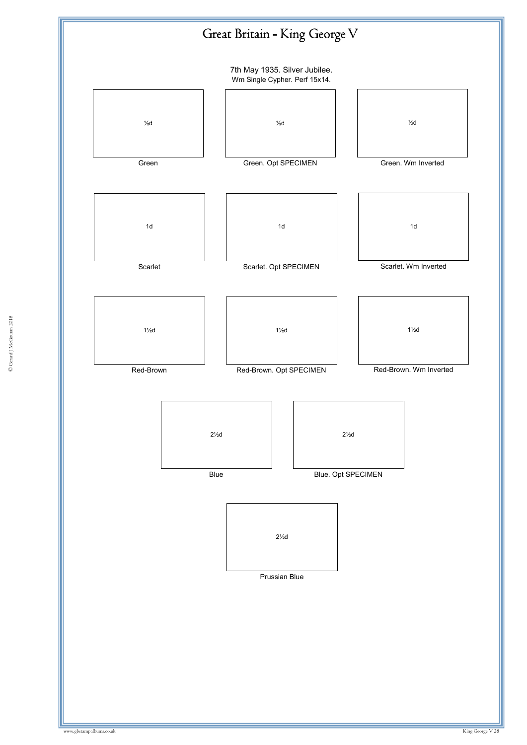# Great Britain - King George V

7th May 1935. Silver Jubilee.
Wm Single Cypher. Perf 15x14.

½d
Green

½d
Green. Opt SPECIMEN

½d
Green. Wm Inverted

1d
Scarlet

1d
Scarlet. Opt SPECIMEN

1d
Scarlet. Wm Inverted

1½d
Red-Brown

1½d
Red-Brown. Opt SPECIMEN

1½d
Red-Brown. Wm Inverted

2½d
Blue

2½d
Blue. Opt SPECIMEN

2½d
Prussian Blue